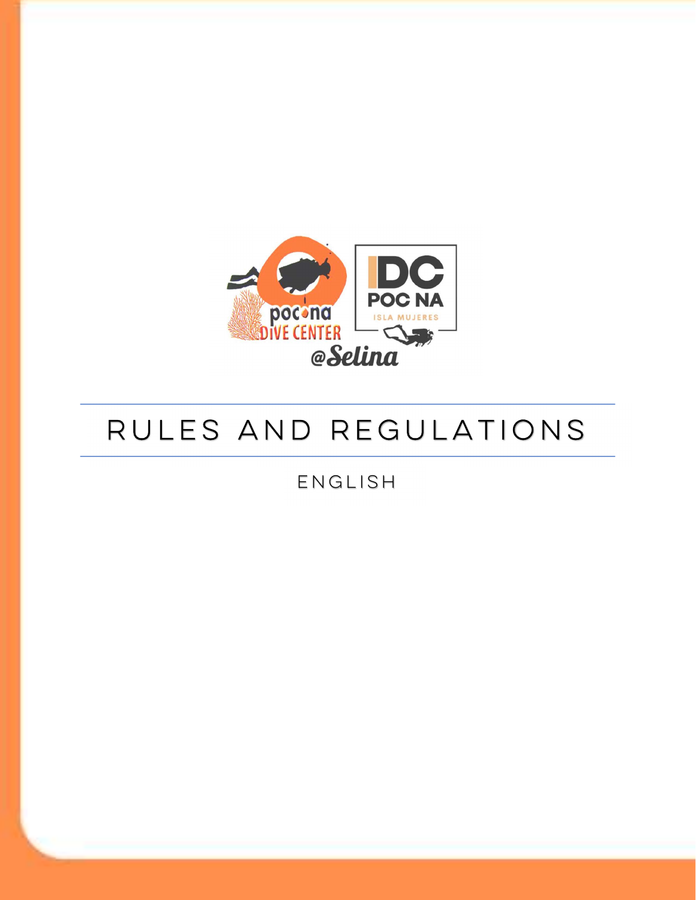# RULES AND REGULATIONS

ENGLISH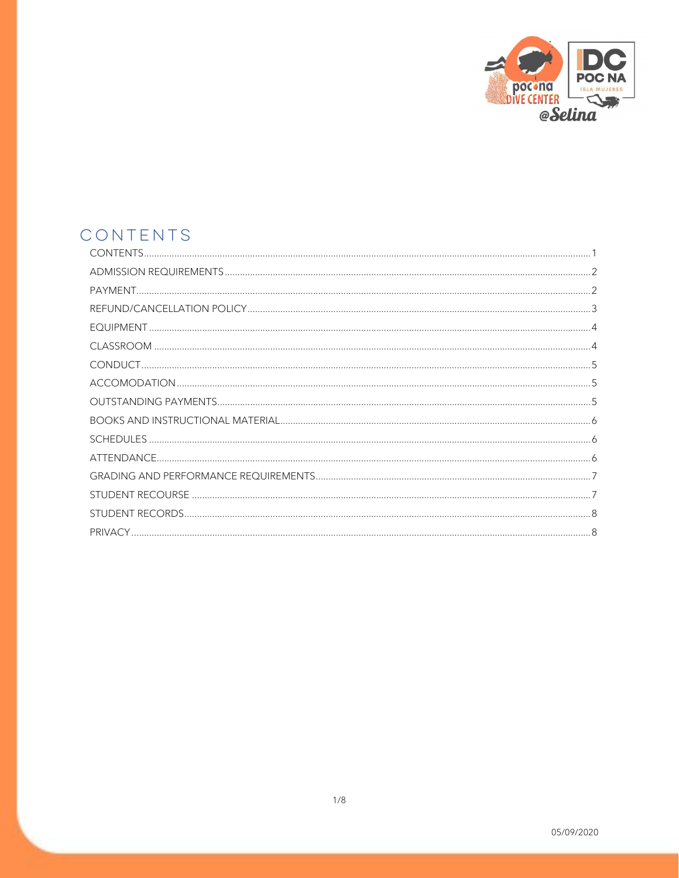# CONTENTS

| | |
|---|---|
| CONTENTS | 1 |
| ADMISSION REQUIREMENTS | 2 |
| PAYMENT | 2 |
| REFUND/CANCELLATION POLICY | 3 |
| EQUIPMENT | 4 |
| CLASSROOM | 4 |
| CONDUCT | 5 |
| ACCOMODATION | 5 |
| OUTSTANDING PAYMENTS | 5 |
| BOOKS AND INSTRUCTIONAL MATERIAL | 6 |
| SCHEDULES | 6 |
| ATTENDANCE | 6 |
| GRADING AND PERFORMANCE REQUIREMENTS | 7 |
| STUDENT RECOURSE | 7 |
| STUDENT RECORDS | 8 |
| PRIVACY | 8 |

05/09/2020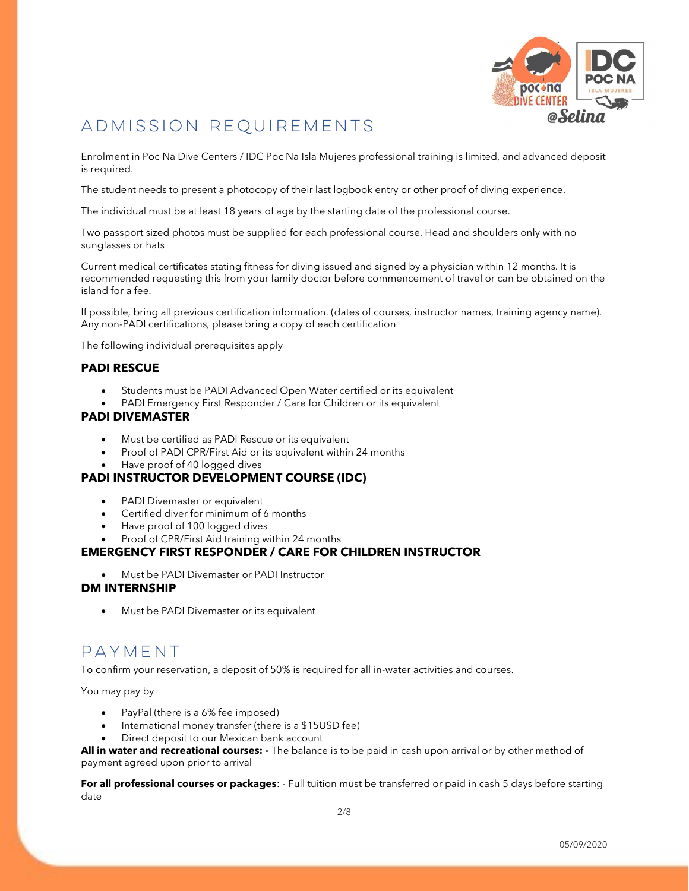# ADMISSION REQUIREMENTS

Enrolment in Poc Na Dive Centers / IDC Poc Na Isla Mujeres professional training is limited, and advanced deposit is required.

The student needs to present a photocopy of their last logbook entry or other proof of diving experience.

The individual must be at least 18 years of age by the starting date of the professional course.

Two passport sized photos must be supplied for each professional course. Head and shoulders only with no sunglasses or hats

Current medical certificates stating fitness for diving issued and signed by a physician within 12 months. It is recommended requesting this from your family doctor before commencement of travel or can be obtained on the island for a fee.

If possible, bring all previous certification information. (dates of courses, instructor names, training agency name). Any non-PADI certifications, please bring a copy of each certification

The following individual prerequisites apply

### PADI RESCUE

- Students must be PADI Advanced Open Water certified or its equivalent
- PADI Emergency First Responder / Care for Children or its equivalent

### PADI DIVEMASTER

- Must be certified as PADI Rescue or its equivalent
- Proof of PADI CPR/First Aid or its equivalent within 24 months
- Have proof of 40 logged dives

### PADI INSTRUCTOR DEVELOPMENT COURSE (IDC)

- PADI Divemaster or equivalent
- Certified diver for minimum of 6 months
- Have proof of 100 logged dives
- Proof of CPR/First Aid training within 24 months

### EMERGENCY FIRST RESPONDER / CARE FOR CHILDREN INSTRUCTOR

- Must be PADI Divemaster or PADI Instructor

### DM INTERNSHIP

- Must be PADI Divemaster or its equivalent

# PAYMENT

To confirm your reservation, a deposit of 50% is required for all in-water activities and courses.

You may pay by

- PayPal (there is a 6% fee imposed)
- International money transfer (there is a $15USD fee)
- Direct deposit to our Mexican bank account

**All in water and recreational courses: -** The balance is to be paid in cash upon arrival or by other method of payment agreed upon prior to arrival

**For all professional courses or packages**: - Full tuition must be transferred or paid in cash 5 days before starting date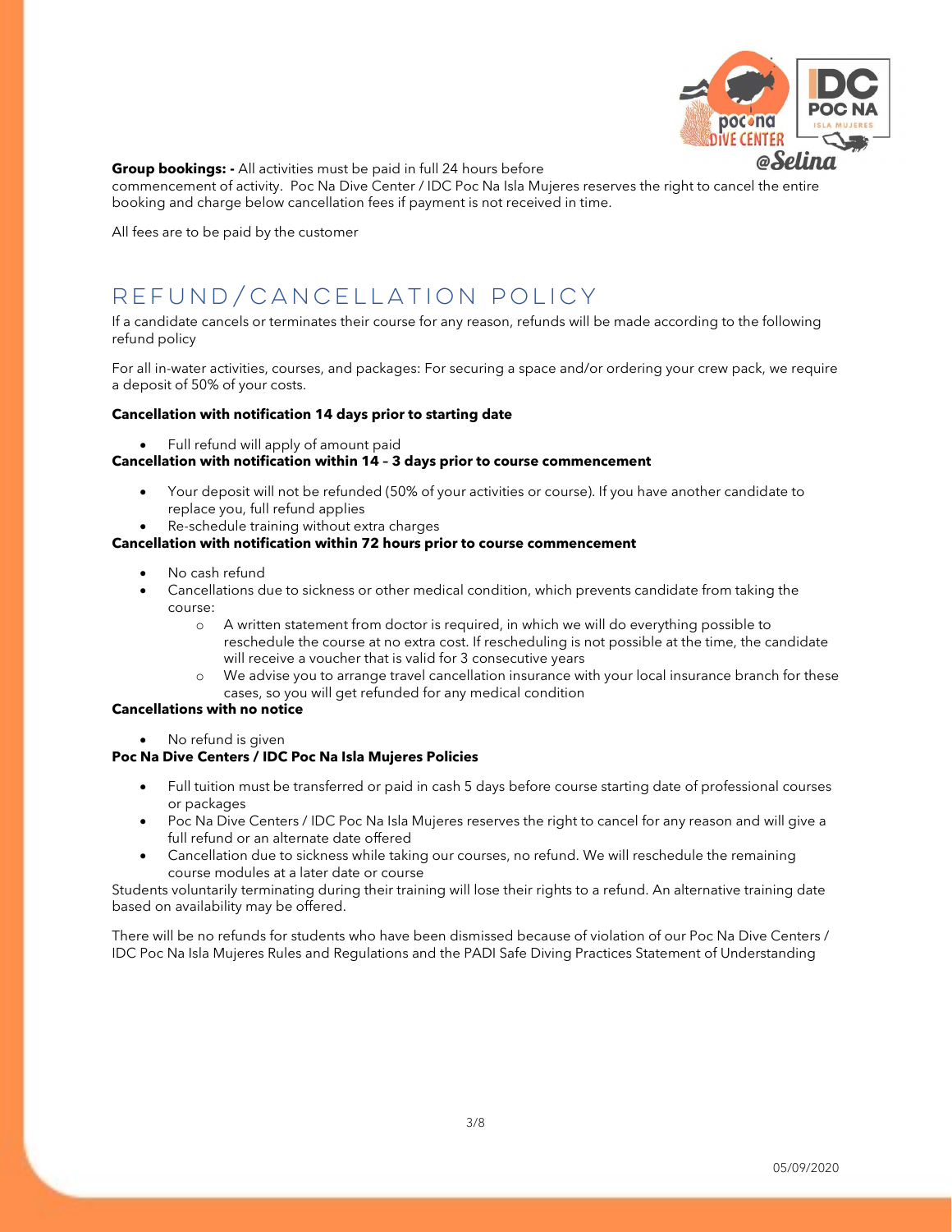**Group bookings: -** All activities must be paid in full 24 hours before commencement of activity. Poc Na Dive Center / IDC Poc Na Isla Mujeres reserves the right to cancel the entire booking and charge below cancellation fees if payment is not received in time.

All fees are to be paid by the customer

## REFUND/CANCELLATION POLICY

If a candidate cancels or terminates their course for any reason, refunds will be made according to the following refund policy

For all in-water activities, courses, and packages: For securing a space and/or ordering your crew pack, we require a deposit of 50% of your costs.

**Cancellation with notification 14 days prior to starting date**

- Full refund will apply of amount paid

**Cancellation with notification within 14 – 3 days prior to course commencement**

- Your deposit will not be refunded (50% of your activities or course). If you have another candidate to replace you, full refund applies
- Re-schedule training without extra charges

**Cancellation with notification within 72 hours prior to course commencement**

- No cash refund
- Cancellations due to sickness or other medical condition, which prevents candidate from taking the course:
  - A written statement from doctor is required, in which we will do everything possible to reschedule the course at no extra cost. If rescheduling is not possible at the time, the candidate will receive a voucher that is valid for 3 consecutive years
  - We advise you to arrange travel cancellation insurance with your local insurance branch for these cases, so you will get refunded for any medical condition

**Cancellations with no notice**

- No refund is given

**Poc Na Dive Centers / IDC Poc Na Isla Mujeres Policies**

- Full tuition must be transferred or paid in cash 5 days before course starting date of professional courses or packages
- Poc Na Dive Centers / IDC Poc Na Isla Mujeres reserves the right to cancel for any reason and will give a full refund or an alternate date offered
- Cancellation due to sickness while taking our courses, no refund. We will reschedule the remaining course modules at a later date or course

Students voluntarily terminating during their training will lose their rights to a refund. An alternative training date based on availability may be offered.

There will be no refunds for students who have been dismissed because of violation of our Poc Na Dive Centers / IDC Poc Na Isla Mujeres Rules and Regulations and the PADI Safe Diving Practices Statement of Understanding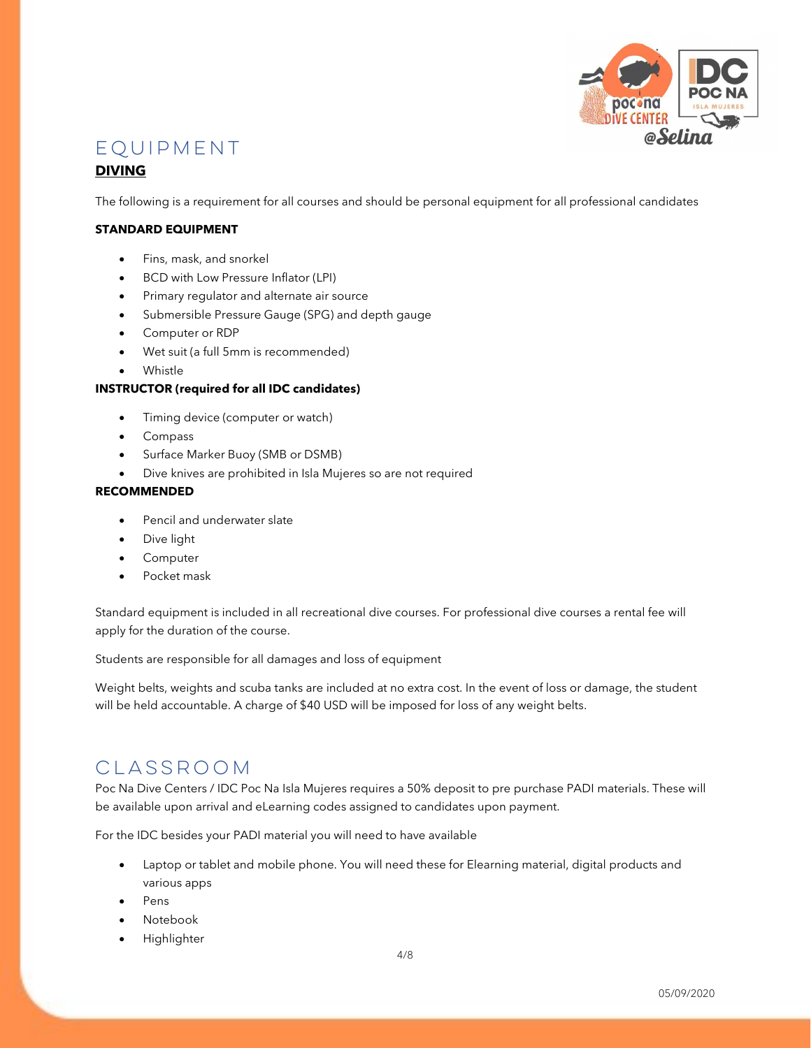# EQUIPMENT

## DIVING

The following is a requirement for all courses and should be personal equipment for all professional candidates

**STANDARD EQUIPMENT**

- Fins, mask, and snorkel
- BCD with Low Pressure Inflator (LPI)
- Primary regulator and alternate air source
- Submersible Pressure Gauge (SPG) and depth gauge
- Computer or RDP
- Wet suit (a full 5mm is recommended)
- Whistle

**INSTRUCTOR (required for all IDC candidates)**

- Timing device (computer or watch)
- Compass
- Surface Marker Buoy (SMB or DSMB)
- Dive knives are prohibited in Isla Mujeres so are not required

**RECOMMENDED**

- Pencil and underwater slate
- Dive light
- Computer
- Pocket mask

Standard equipment is included in all recreational dive courses. For professional dive courses a rental fee will apply for the duration of the course.

Students are responsible for all damages and loss of equipment

Weight belts, weights and scuba tanks are included at no extra cost. In the event of loss or damage, the student will be held accountable. A charge of $40 USD will be imposed for loss of any weight belts.

# CLASSROOM

Poc Na Dive Centers / IDC Poc Na Isla Mujeres requires a 50% deposit to pre purchase PADI materials. These will be available upon arrival and eLearning codes assigned to candidates upon payment.

For the IDC besides your PADI material you will need to have available

- Laptop or tablet and mobile phone. You will need these for Elearning material, digital products and various apps
- Pens
- Notebook
- Highlighter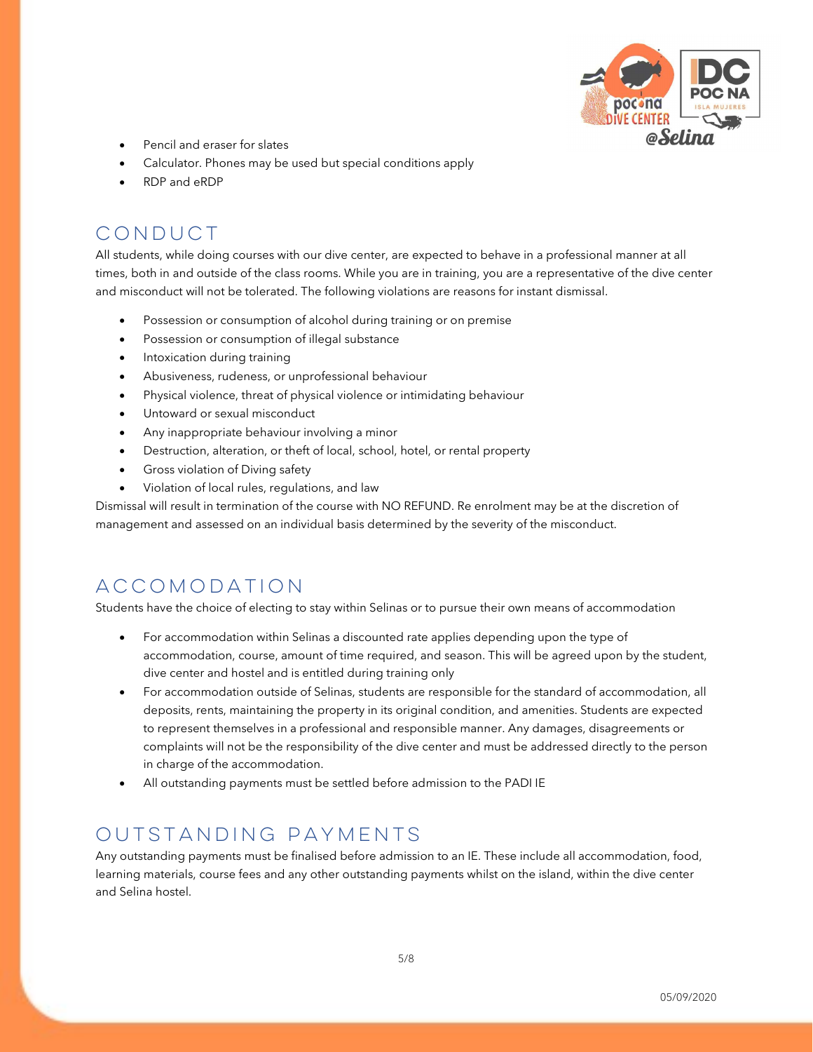- Pencil and eraser for slates
- Calculator. Phones may be used but special conditions apply
- RDP and eRDP

## CONDUCT

All students, while doing courses with our dive center, are expected to behave in a professional manner at all times, both in and outside of the class rooms. While you are in training, you are a representative of the dive center and misconduct will not be tolerated. The following violations are reasons for instant dismissal.

- Possession or consumption of alcohol during training or on premise
- Possession or consumption of illegal substance
- Intoxication during training
- Abusiveness, rudeness, or unprofessional behaviour
- Physical violence, threat of physical violence or intimidating behaviour
- Untoward or sexual misconduct
- Any inappropriate behaviour involving a minor
- Destruction, alteration, or theft of local, school, hotel, or rental property
- Gross violation of Diving safety
- Violation of local rules, regulations, and law

Dismissal will result in termination of the course with NO REFUND. Re enrolment may be at the discretion of management and assessed on an individual basis determined by the severity of the misconduct.

## ACCOMODATION

Students have the choice of electing to stay within Selinas or to pursue their own means of accommodation

- For accommodation within Selinas a discounted rate applies depending upon the type of accommodation, course, amount of time required, and season. This will be agreed upon by the student, dive center and hostel and is entitled during training only
- For accommodation outside of Selinas, students are responsible for the standard of accommodation, all deposits, rents, maintaining the property in its original condition, and amenities. Students are expected to represent themselves in a professional and responsible manner. Any damages, disagreements or complaints will not be the responsibility of the dive center and must be addressed directly to the person in charge of the accommodation.
- All outstanding payments must be settled before admission to the PADI IE

## OUTSTANDING PAYMENTS

Any outstanding payments must be finalised before admission to an IE. These include all accommodation, food, learning materials, course fees and any other outstanding payments whilst on the island, within the dive center and Selina hostel.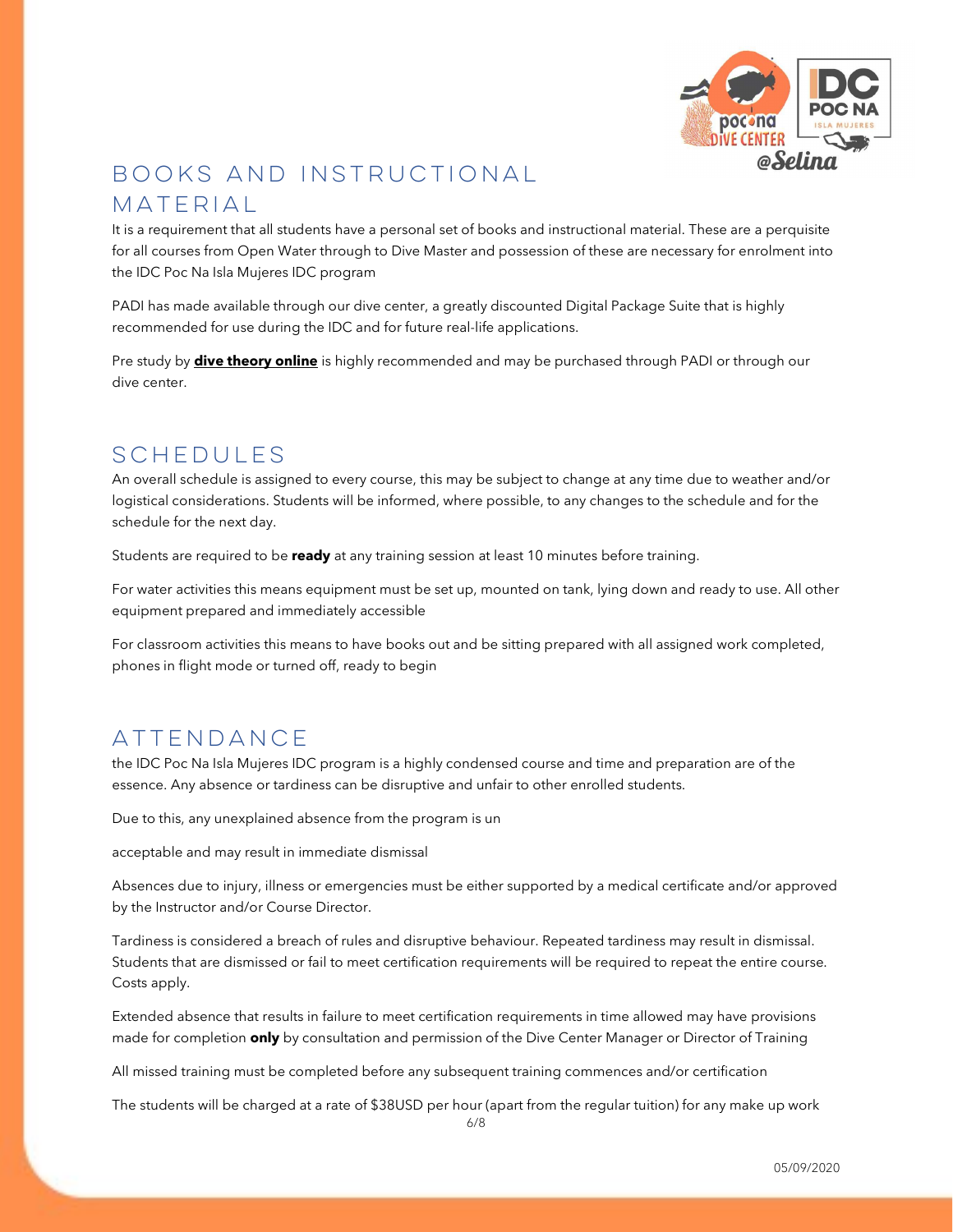## BOOKS AND INSTRUCTIONAL MATERIAL

It is a requirement that all students have a personal set of books and instructional material. These are a perquisite for all courses from Open Water through to Dive Master and possession of these are necessary for enrolment into the IDC Poc Na Isla Mujeres IDC program

PADI has made available through our dive center, a greatly discounted Digital Package Suite that is highly recommended for use during the IDC and for future real-life applications.

Pre study by **dive theory online** is highly recommended and may be purchased through PADI or through our dive center.

## SCHEDULES

An overall schedule is assigned to every course, this may be subject to change at any time due to weather and/or logistical considerations. Students will be informed, where possible, to any changes to the schedule and for the schedule for the next day.

Students are required to be **ready** at any training session at least 10 minutes before training.

For water activities this means equipment must be set up, mounted on tank, lying down and ready to use. All other equipment prepared and immediately accessible

For classroom activities this means to have books out and be sitting prepared with all assigned work completed, phones in flight mode or turned off, ready to begin

## ATTENDANCE

the IDC Poc Na Isla Mujeres IDC program is a highly condensed course and time and preparation are of the essence. Any absence or tardiness can be disruptive and unfair to other enrolled students.

Due to this, any unexplained absence from the program is un

acceptable and may result in immediate dismissal

Absences due to injury, illness or emergencies must be either supported by a medical certificate and/or approved by the Instructor and/or Course Director.

Tardiness is considered a breach of rules and disruptive behaviour. Repeated tardiness may result in dismissal. Students that are dismissed or fail to meet certification requirements will be required to repeat the entire course. Costs apply.

Extended absence that results in failure to meet certification requirements in time allowed may have provisions made for completion **only** by consultation and permission of the Dive Center Manager or Director of Training

All missed training must be completed before any subsequent training commences and/or certification

The students will be charged at a rate of $38USD per hour (apart from the regular tuition) for any make up work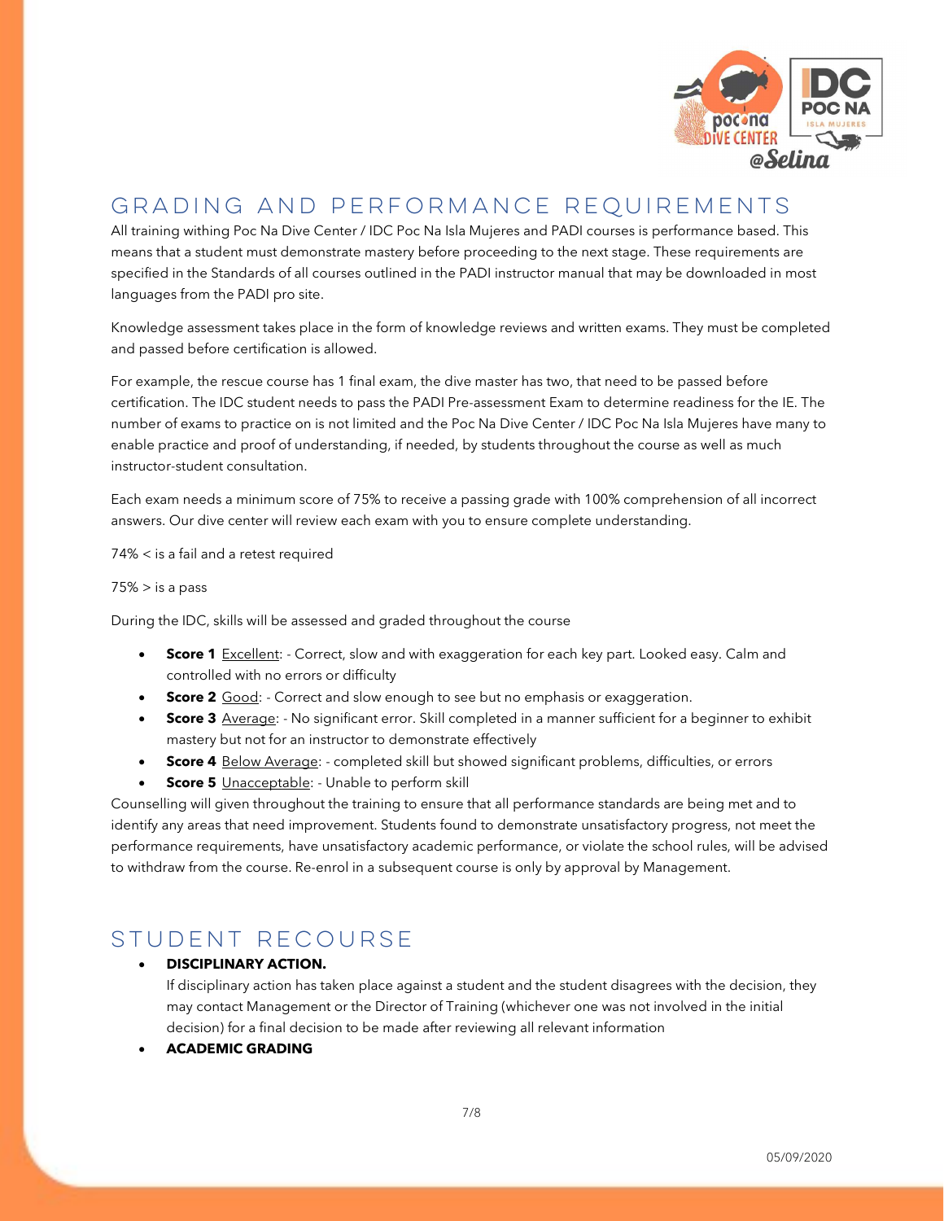## GRADING AND PERFORMANCE REQUIREMENTS

All training withing Poc Na Dive Center / IDC Poc Na Isla Mujeres and PADI courses is performance based. This means that a student must demonstrate mastery before proceeding to the next stage. These requirements are specified in the Standards of all courses outlined in the PADI instructor manual that may be downloaded in most languages from the PADI pro site.

Knowledge assessment takes place in the form of knowledge reviews and written exams. They must be completed and passed before certification is allowed.

For example, the rescue course has 1 final exam, the dive master has two, that need to be passed before certification. The IDC student needs to pass the PADI Pre-assessment Exam to determine readiness for the IE. The number of exams to practice on is not limited and the Poc Na Dive Center / IDC Poc Na Isla Mujeres have many to enable practice and proof of understanding, if needed, by students throughout the course as well as much instructor-student consultation.

Each exam needs a minimum score of 75% to receive a passing grade with 100% comprehension of all incorrect answers. Our dive center will review each exam with you to ensure complete understanding.

74% < is a fail and a retest required

75% > is a pass

During the IDC, skills will be assessed and graded throughout the course

- **Score 1** Excellent: - Correct, slow and with exaggeration for each key part. Looked easy. Calm and controlled with no errors or difficulty
- **Score 2** Good: - Correct and slow enough to see but no emphasis or exaggeration.
- **Score 3** Average: - No significant error. Skill completed in a manner sufficient for a beginner to exhibit mastery but not for an instructor to demonstrate effectively
- **Score 4** Below Average: - completed skill but showed significant problems, difficulties, or errors
- **Score 5** Unacceptable: - Unable to perform skill

Counselling will given throughout the training to ensure that all performance standards are being met and to identify any areas that need improvement. Students found to demonstrate unsatisfactory progress, not meet the performance requirements, have unsatisfactory academic performance, or violate the school rules, will be advised to withdraw from the course. Re-enrol in a subsequent course is only by approval by Management.

## STUDENT RECOURSE

- **DISCIPLINARY ACTION.**
  If disciplinary action has taken place against a student and the student disagrees with the decision, they may contact Management or the Director of Training (whichever one was not involved in the initial decision) for a final decision to be made after reviewing all relevant information
- **ACADEMIC GRADING**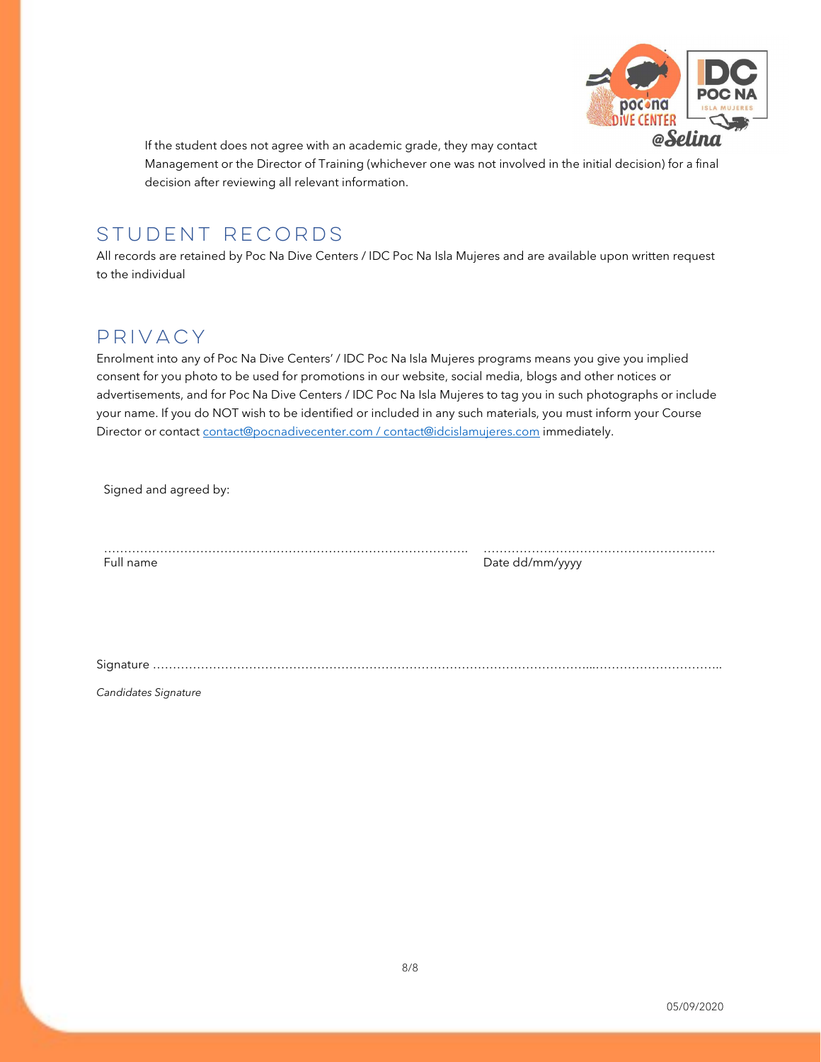If the student does not agree with an academic grade, they may contact Management or the Director of Training (whichever one was not involved in the initial decision) for a final decision after reviewing all relevant information.

## STUDENT RECORDS

All records are retained by Poc Na Dive Centers / IDC Poc Na Isla Mujeres and are available upon written request to the individual

## PRIVACY

Enrolment into any of Poc Na Dive Centers' / IDC Poc Na Isla Mujeres programs means you give you implied consent for you photo to be used for promotions in our website, social media, blogs and other notices or advertisements, and for Poc Na Dive Centers / IDC Poc Na Isla Mujeres to tag you in such photographs or include your name. If you do NOT wish to be identified or included in any such materials, you must inform your Course Director or contact contact@pocnadivecenter.com / contact@idcislamujeres.com immediately.

Signed and agreed by:

……………………………………………………………………………… ………………………………………………………

Full name Date dd/mm/yyyy

Signature ……………………………………………………………………………………………………...…………………………..

*Candidates Signature*

05/09/2020